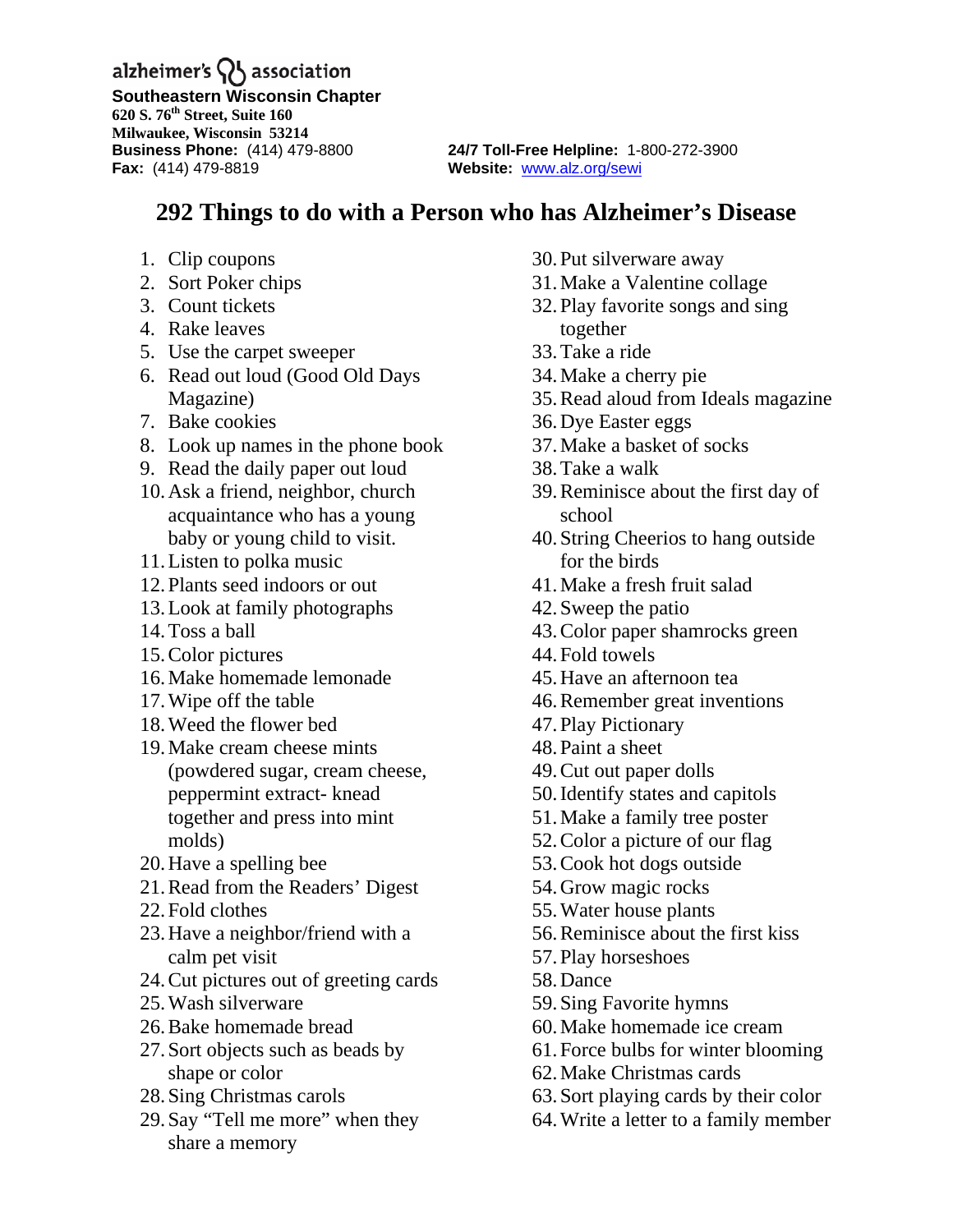alzheimer's association

**Southeastern Wisconsin Chapter**
**620 S. 76th Street, Suite 160**
**Milwaukee, Wisconsin 53214**
**Business Phone:** (414) 479-8800
**Fax:** (414) 479-8819

**24/7 Toll-Free Helpline:** 1-800-272-3900
**Website:** www.alz.org/sewi

# 292 Things to do with a Person who has Alzheimer's Disease

1. Clip coupons
2. Sort Poker chips
3. Count tickets
4. Rake leaves
5. Use the carpet sweeper
6. Read out loud (Good Old Days Magazine)
7. Bake cookies
8. Look up names in the phone book
9. Read the daily paper out loud
10. Ask a friend, neighbor, church acquaintance who has a young baby or young child to visit.
11. Listen to polka music
12. Plants seed indoors or out
13. Look at family photographs
14. Toss a ball
15. Color pictures
16. Make homemade lemonade
17. Wipe off the table
18. Weed the flower bed
19. Make cream cheese mints (powdered sugar, cream cheese, peppermint extract- knead together and press into mint molds)
20. Have a spelling bee
21. Read from the Readers' Digest
22. Fold clothes
23. Have a neighbor/friend with a calm pet visit
24. Cut pictures out of greeting cards
25. Wash silverware
26. Bake homemade bread
27. Sort objects such as beads by shape or color
28. Sing Christmas carols
29. Say "Tell me more" when they share a memory
30. Put silverware away
31. Make a Valentine collage
32. Play favorite songs and sing together
33. Take a ride
34. Make a cherry pie
35. Read aloud from Ideals magazine
36. Dye Easter eggs
37. Make a basket of socks
38. Take a walk
39. Reminisce about the first day of school
40. String Cheerios to hang outside for the birds
41. Make a fresh fruit salad
42. Sweep the patio
43. Color paper shamrocks green
44. Fold towels
45. Have an afternoon tea
46. Remember great inventions
47. Play Pictionary
48. Paint a sheet
49. Cut out paper dolls
50. Identify states and capitols
51. Make a family tree poster
52. Color a picture of our flag
53. Cook hot dogs outside
54. Grow magic rocks
55. Water house plants
56. Reminisce about the first kiss
57. Play horseshoes
58. Dance
59. Sing Favorite hymns
60. Make homemade ice cream
61. Force bulbs for winter blooming
62. Make Christmas cards
63. Sort playing cards by their color
64. Write a letter to a family member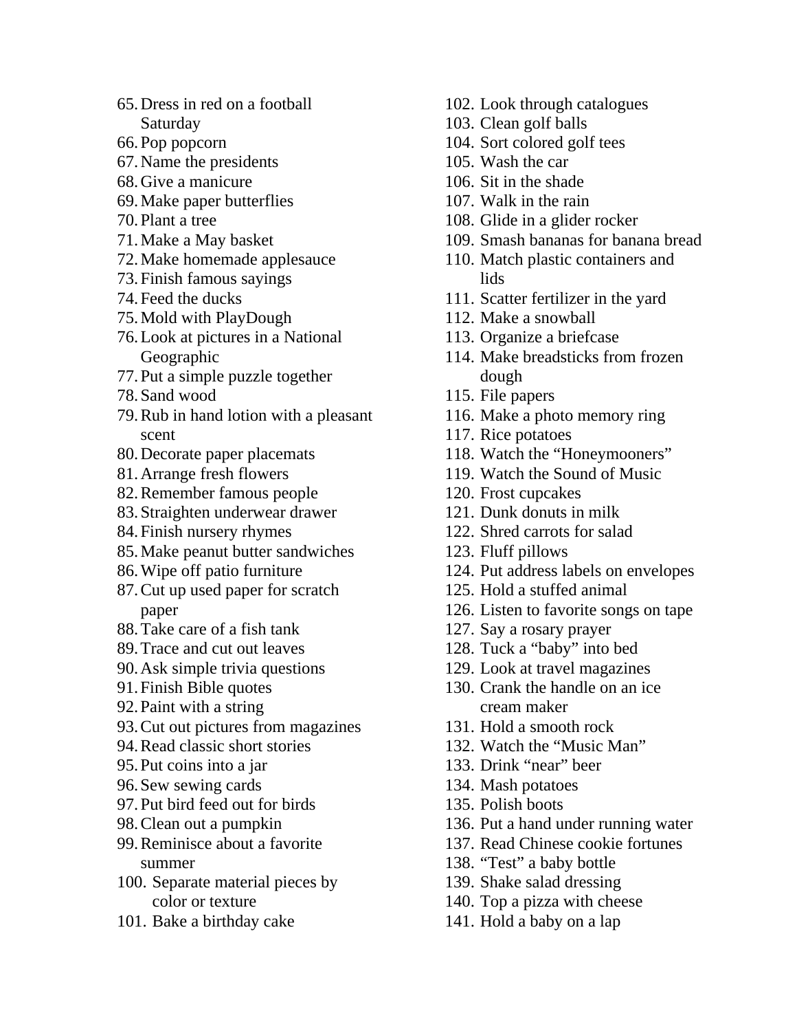65. Dress in red on a football Saturday
66. Pop popcorn
67. Name the presidents
68. Give a manicure
69. Make paper butterflies
70. Plant a tree
71. Make a May basket
72. Make homemade applesauce
73. Finish famous sayings
74. Feed the ducks
75. Mold with PlayDough
76. Look at pictures in a National Geographic
77. Put a simple puzzle together
78. Sand wood
79. Rub in hand lotion with a pleasant scent
80. Decorate paper placemats
81. Arrange fresh flowers
82. Remember famous people
83. Straighten underwear drawer
84. Finish nursery rhymes
85. Make peanut butter sandwiches
86. Wipe off patio furniture
87. Cut up used paper for scratch paper
88. Take care of a fish tank
89. Trace and cut out leaves
90. Ask simple trivia questions
91. Finish Bible quotes
92. Paint with a string
93. Cut out pictures from magazines
94. Read classic short stories
95. Put coins into a jar
96. Sew sewing cards
97. Put bird feed out for birds
98. Clean out a pumpkin
99. Reminisce about a favorite summer
100. Separate material pieces by color or texture
101. Bake a birthday cake
102. Look through catalogues
103. Clean golf balls
104. Sort colored golf tees
105. Wash the car
106. Sit in the shade
107. Walk in the rain
108. Glide in a glider rocker
109. Smash bananas for banana bread
110. Match plastic containers and lids
111. Scatter fertilizer in the yard
112. Make a snowball
113. Organize a briefcase
114. Make breadsticks from frozen dough
115. File papers
116. Make a photo memory ring
117. Rice potatoes
118. Watch the "Honeymooners"
119. Watch the Sound of Music
120. Frost cupcakes
121. Dunk donuts in milk
122. Shred carrots for salad
123. Fluff pillows
124. Put address labels on envelopes
125. Hold a stuffed animal
126. Listen to favorite songs on tape
127. Say a rosary prayer
128. Tuck a "baby" into bed
129. Look at travel magazines
130. Crank the handle on an ice cream maker
131. Hold a smooth rock
132. Watch the "Music Man"
133. Drink "near" beer
134. Mash potatoes
135. Polish boots
136. Put a hand under running water
137. Read Chinese cookie fortunes
138. "Test" a baby bottle
139. Shake salad dressing
140. Top a pizza with cheese
141. Hold a baby on a lap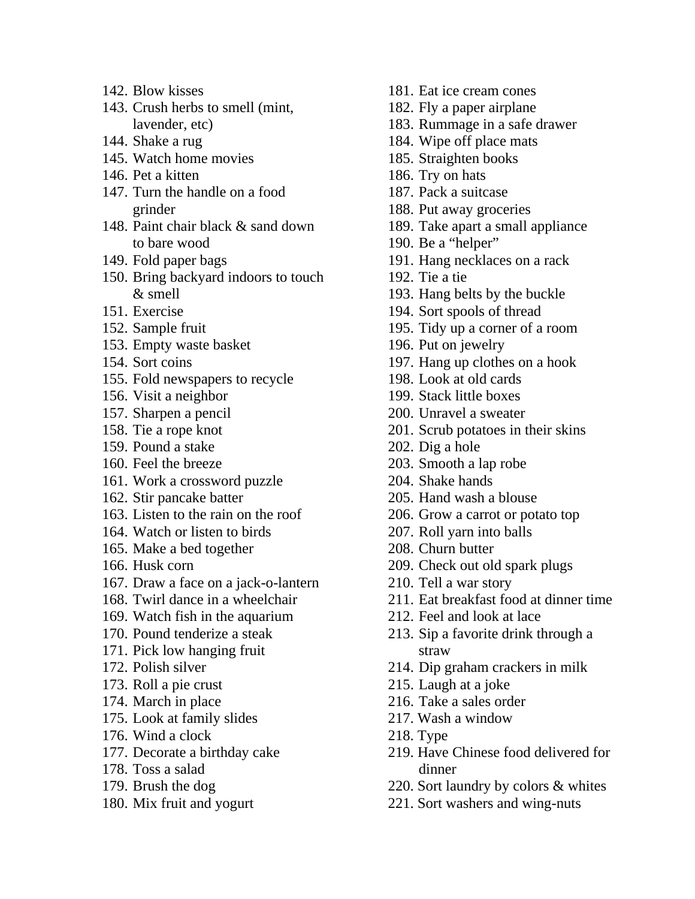142. Blow kisses
143. Crush herbs to smell (mint, lavender, etc)
144. Shake a rug
145. Watch home movies
146. Pet a kitten
147. Turn the handle on a food grinder
148. Paint chair black & sand down to bare wood
149. Fold paper bags
150. Bring backyard indoors to touch & smell
151. Exercise
152. Sample fruit
153. Empty waste basket
154. Sort coins
155. Fold newspapers to recycle
156. Visit a neighbor
157. Sharpen a pencil
158. Tie a rope knot
159. Pound a stake
160. Feel the breeze
161. Work a crossword puzzle
162. Stir pancake batter
163. Listen to the rain on the roof
164. Watch or listen to birds
165. Make a bed together
166. Husk corn
167. Draw a face on a jack-o-lantern
168. Twirl dance in a wheelchair
169. Watch fish in the aquarium
170. Pound tenderize a steak
171. Pick low hanging fruit
172. Polish silver
173. Roll a pie crust
174. March in place
175. Look at family slides
176. Wind a clock
177. Decorate a birthday cake
178. Toss a salad
179. Brush the dog
180. Mix fruit and yogurt
181. Eat ice cream cones
182. Fly a paper airplane
183. Rummage in a safe drawer
184. Wipe off place mats
185. Straighten books
186. Try on hats
187. Pack a suitcase
188. Put away groceries
189. Take apart a small appliance
190. Be a "helper"
191. Hang necklaces on a rack
192. Tie a tie
193. Hang belts by the buckle
194. Sort spools of thread
195. Tidy up a corner of a room
196. Put on jewelry
197. Hang up clothes on a hook
198. Look at old cards
199. Stack little boxes
200. Unravel a sweater
201. Scrub potatoes in their skins
202. Dig a hole
203. Smooth a lap robe
204. Shake hands
205. Hand wash a blouse
206. Grow a carrot or potato top
207. Roll yarn into balls
208. Churn butter
209. Check out old spark plugs
210. Tell a war story
211. Eat breakfast food at dinner time
212. Feel and look at lace
213. Sip a favorite drink through a straw
214. Dip graham crackers in milk
215. Laugh at a joke
216. Take a sales order
217. Wash a window
218. Type
219. Have Chinese food delivered for dinner
220. Sort laundry by colors & whites
221. Sort washers and wing-nuts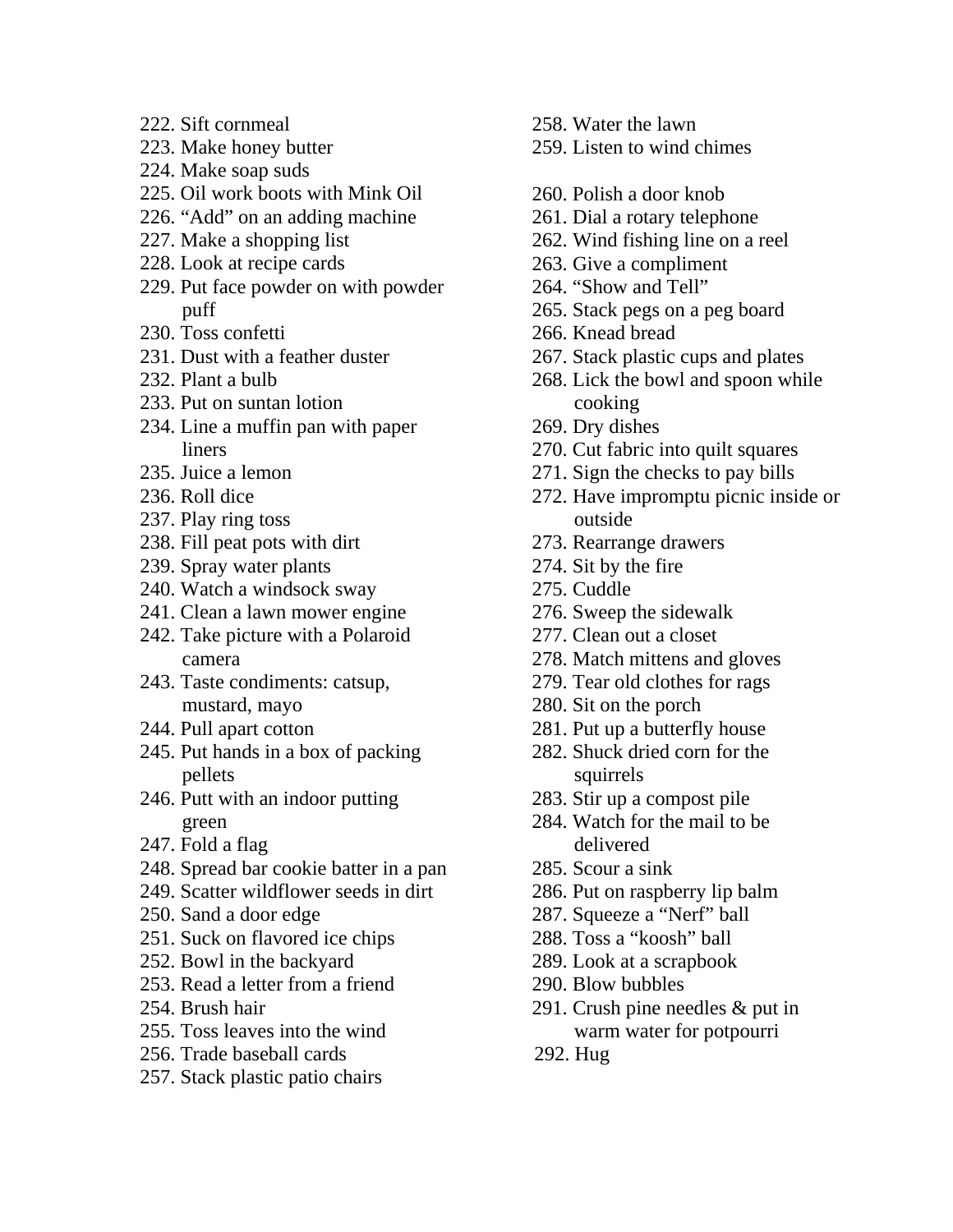222. Sift cornmeal
223. Make honey butter
224. Make soap suds
225. Oil work boots with Mink Oil
226. "Add" on an adding machine
227. Make a shopping list
228. Look at recipe cards
229. Put face powder on with powder puff
230. Toss confetti
231. Dust with a feather duster
232. Plant a bulb
233. Put on suntan lotion
234. Line a muffin pan with paper liners
235. Juice a lemon
236. Roll dice
237. Play ring toss
238. Fill peat pots with dirt
239. Spray water plants
240. Watch a windsock sway
241. Clean a lawn mower engine
242. Take picture with a Polaroid camera
243. Taste condiments: catsup, mustard, mayo
244. Pull apart cotton
245. Put hands in a box of packing pellets
246. Putt with an indoor putting green
247. Fold a flag
248. Spread bar cookie batter in a pan
249. Scatter wildflower seeds in dirt
250. Sand a door edge
251. Suck on flavored ice chips
252. Bowl in the backyard
253. Read a letter from a friend
254. Brush hair
255. Toss leaves into the wind
256. Trade baseball cards
257. Stack plastic patio chairs
258. Water the lawn
259. Listen to wind chimes
260. Polish a door knob
261. Dial a rotary telephone
262. Wind fishing line on a reel
263. Give a compliment
264. "Show and Tell"
265. Stack pegs on a peg board
266. Knead bread
267. Stack plastic cups and plates
268. Lick the bowl and spoon while cooking
269. Dry dishes
270. Cut fabric into quilt squares
271. Sign the checks to pay bills
272. Have impromptu picnic inside or outside
273. Rearrange drawers
274. Sit by the fire
275. Cuddle
276. Sweep the sidewalk
277. Clean out a closet
278. Match mittens and gloves
279. Tear old clothes for rags
280. Sit on the porch
281. Put up a butterfly house
282. Shuck dried corn for the squirrels
283. Stir up a compost pile
284. Watch for the mail to be delivered
285. Scour a sink
286. Put on raspberry lip balm
287. Squeeze a "Nerf" ball
288. Toss a "koosh" ball
289. Look at a scrapbook
290. Blow bubbles
291. Crush pine needles & put in warm water for potpourri
292. Hug